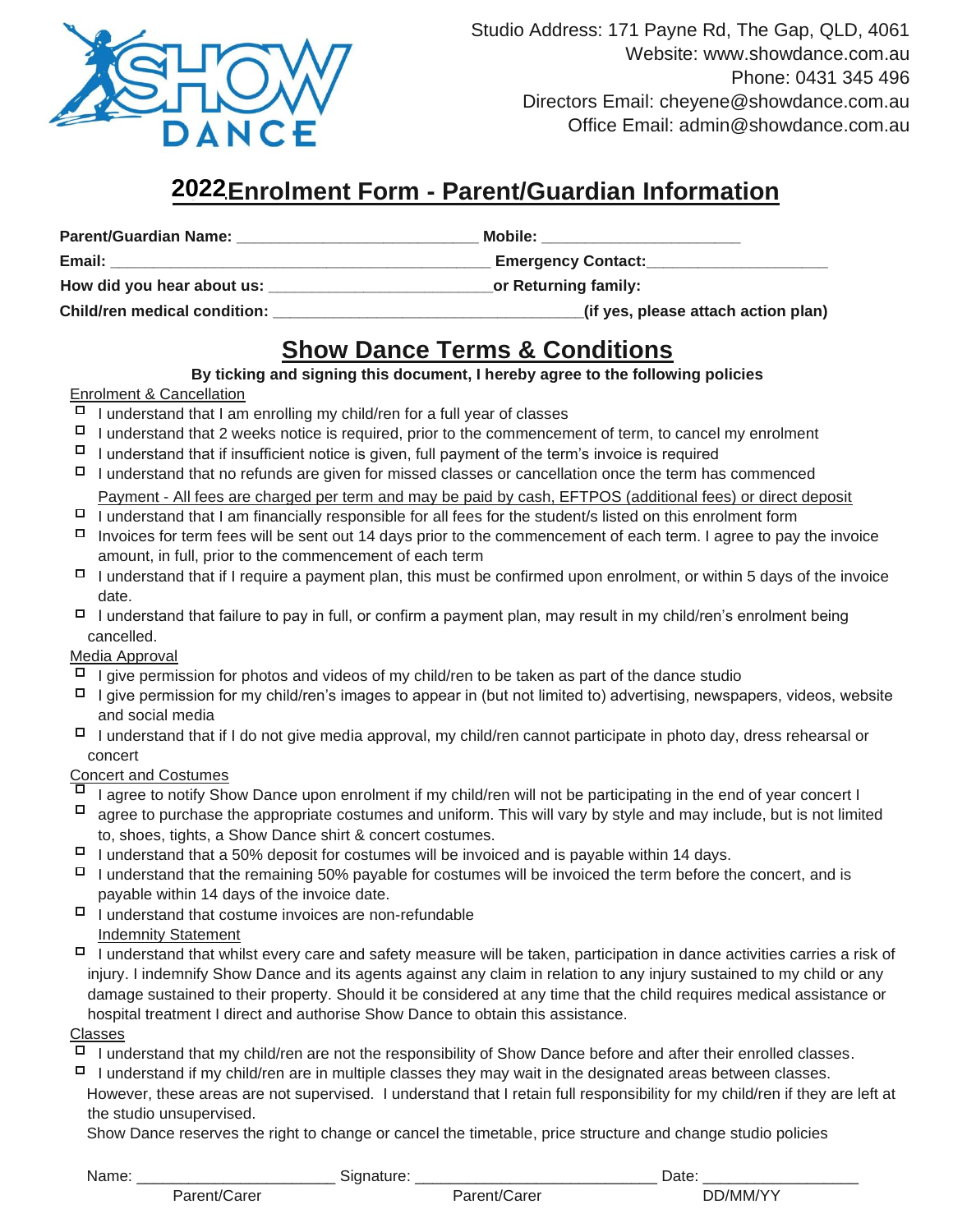Studio Address: 171 Payne Rd, The Gap, QLD, 4061
Website: www.showdance.com.au
Phone: 0431 345 496
Directors Email: cheyene@showdance.com.au
Office Email: admin@showdance.com.au

# 2022 Enrolment Form - Parent/Guardian Information

**Parent/Guardian Name:** ___________________________ **Mobile:** ______________________

**Email:** ___________________________________________ **Emergency Contact:**____________________

**How did you hear about us:** _________________________**or Returning family:**

**Child/ren medical condition:** __________________________________**(if yes, please attach action plan)**

## Show Dance Terms & Conditions

**By ticking and signing this document, I hereby agree to the following policies**

Enrolment & Cancellation

- ☐ I understand that I am enrolling my child/ren for a full year of classes
- ☐ I understand that 2 weeks notice is required, prior to the commencement of term, to cancel my enrolment
- ☐ I understand that if insufficient notice is given, full payment of the term's invoice is required
- ☐ I understand that no refunds are given for missed classes or cancellation once the term has commenced

Payment - All fees are charged per term and may be paid by cash, EFTPOS (additional fees) or direct deposit

- ☐ I understand that I am financially responsible for all fees for the student/s listed on this enrolment form
- ☐ Invoices for term fees will be sent out 14 days prior to the commencement of each term. I agree to pay the invoice amount, in full, prior to the commencement of each term
- ☐ I understand that if I require a payment plan, this must be confirmed upon enrolment, or within 5 days of the invoice date.
- ☐ I understand that failure to pay in full, or confirm a payment plan, may result in my child/ren's enrolment being cancelled.

Media Approval

- ☐ I give permission for photos and videos of my child/ren to be taken as part of the dance studio
- ☐ I give permission for my child/ren's images to appear in (but not limited to) advertising, newspapers, videos, website and social media
- ☐ I understand that if I do not give media approval, my child/ren cannot participate in photo day, dress rehearsal or concert

Concert and Costumes

- ☐ I agree to notify Show Dance upon enrolment if my child/ren will not be participating in the end of year concert I
- ☐ agree to purchase the appropriate costumes and uniform. This will vary by style and may include, but is not limited to, shoes, tights, a Show Dance shirt & concert costumes.
- ☐ I understand that a 50% deposit for costumes will be invoiced and is payable within 14 days.
- ☐ I understand that the remaining 50% payable for costumes will be invoiced the term before the concert, and is payable within 14 days of the invoice date.
- ☐ I understand that costume invoices are non-refundable

Indemnity Statement

- ☐ I understand that whilst every care and safety measure will be taken, participation in dance activities carries a risk of injury. I indemnify Show Dance and its agents against any claim in relation to any injury sustained to my child or any damage sustained to their property. Should it be considered at any time that the child requires medical assistance or hospital treatment I direct and authorise Show Dance to obtain this assistance.

Classes

- ☐ I understand that my child/ren are not the responsibility of Show Dance before and after their enrolled classes.
- ☐ I understand if my child/ren are in multiple classes they may wait in the designated areas between classes. However, these areas are not supervised. I understand that I retain full responsibility for my child/ren if they are left at the studio unsupervised.

Show Dance reserves the right to change or cancel the timetable, price structure and change studio policies

Name: _______________________ Signature: ___________________________ Date: _________________

Parent/Carer Parent/Carer DD/MM/YY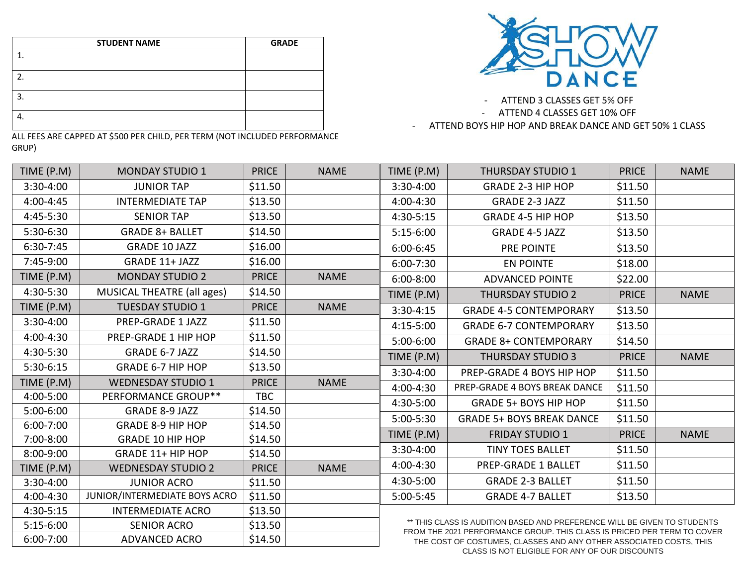| STUDENT NAME | GRADE |
|---|---|
| 1. | |
| 2. | |
| 3. | |
| 4. | |

ALL FEES ARE CAPPED AT $500 PER CHILD, PER TERM (NOT INCLUDED PERFORMANCE GRUP)

SHOW DANCE

- ATTEND 3 CLASSES GET 5% OFF
- ATTEND 4 CLASSES GET 10% OFF
- ATTEND BOYS HIP HOP AND BREAK DANCE AND GET 50% 1 CLASS

| TIME (P.M) | MONDAY STUDIO 1 | PRICE | NAME |
|---|---|---|---|
| 3:30-4:00 | JUNIOR TAP | $11.50 | |
| 4:00-4:45 | INTERMEDIATE TAP | $13.50 | |
| 4:45-5:30 | SENIOR TAP | $13.50 | |
| 5:30-6:30 | GRADE 8+ BALLET | $14.50 | |
| 6:30-7:45 | GRADE 10 JAZZ | $16.00 | |
| 7:45-9:00 | GRADE 11+ JAZZ | $16.00 | |
| **TIME (P.M)** | **MONDAY STUDIO 2** | **PRICE** | **NAME** |
| 4:30-5:30 | MUSICAL THEATRE (all ages) | $14.50 | |
| **TIME (P.M)** | **TUESDAY STUDIO 1** | **PRICE** | **NAME** |
| 3:30-4:00 | PREP-GRADE 1 JAZZ | $11.50 | |
| 4:00-4:30 | PREP-GRADE 1 HIP HOP | $11.50 | |
| 4:30-5:30 | GRADE 6-7 JAZZ | $14.50 | |
| 5:30-6:15 | GRADE 6-7 HIP HOP | $13.50 | |
| **TIME (P.M)** | **WEDNESDAY STUDIO 1** | **PRICE** | **NAME** |
| 4:00-5:00 | PERFORMANCE GROUP** | TBC | |
| 5:00-6:00 | GRADE 8-9 JAZZ | $14.50 | |
| 6:00-7:00 | GRADE 8-9 HIP HOP | $14.50 | |
| 7:00-8:00 | GRADE 10 HIP HOP | $14.50 | |
| 8:00-9:00 | GRADE 11+ HIP HOP | $14.50 | |
| **TIME (P.M)** | **WEDNESDAY STUDIO 2** | **PRICE** | **NAME** |
| 3:30-4:00 | JUNIOR ACRO | $11.50 | |
| 4:00-4:30 | JUNIOR/INTERMEDIATE BOYS ACRO | $11.50 | |
| 4:30-5:15 | INTERMEDIATE ACRO | $13.50 | |
| 5:15-6:00 | SENIOR ACRO | $13.50 | |
| 6:00-7:00 | ADVANCED ACRO | $14.50 | |

| TIME (P.M) | THURSDAY STUDIO 1 | PRICE | NAME |
|---|---|---|---|
| 3:30-4:00 | GRADE 2-3 HIP HOP | $11.50 | |
| 4:00-4:30 | GRADE 2-3 JAZZ | $11.50 | |
| 4:30-5:15 | GRADE 4-5 HIP HOP | $13.50 | |
| 5:15-6:00 | GRADE 4-5 JAZZ | $13.50 | |
| 6:00-6:45 | PRE POINTE | $13.50 | |
| 6:00-7:30 | EN POINTE | $18.00 | |
| 6:00-8:00 | ADVANCED POINTE | $22.00 | |
| **TIME (P.M)** | **THURSDAY STUDIO 2** | **PRICE** | **NAME** |
| 3:30-4:15 | GRADE 4-5 CONTEMPORARY | $13.50 | |
| 4:15-5:00 | GRADE 6-7 CONTEMPORARY | $13.50 | |
| 5:00-6:00 | GRADE 8+ CONTEMPORARY | $14.50 | |
| **TIME (P.M)** | **THURSDAY STUDIO 3** | **PRICE** | **NAME** |
| 3:30-4:00 | PREP-GRADE 4 BOYS HIP HOP | $11.50 | |
| 4:00-4:30 | PREP-GRADE 4 BOYS BREAK DANCE | $11.50 | |
| 4:30-5:00 | GRADE 5+ BOYS HIP HOP | $11.50 | |
| 5:00-5:30 | GRADE 5+ BOYS BREAK DANCE | $11.50 | |
| **TIME (P.M)** | **FRIDAY STUDIO 1** | **PRICE** | **NAME** |
| 3:30-4:00 | TINY TOES BALLET | $11.50 | |
| 4:00-4:30 | PREP-GRADE 1 BALLET | $11.50 | |
| 4:30-5:00 | GRADE 2-3 BALLET | $11.50 | |
| 5:00-5:45 | GRADE 4-7 BALLET | $13.50 | |

** THIS CLASS IS AUDITION BASED AND PREFERENCE WILL BE GIVEN TO STUDENTS FROM THE 2021 PERFORMANCE GROUP. THIS CLASS IS PRICED PER TERM TO COVER THE COST OF COSTUMES, CLASSES AND ANY OTHER ASSOCIATED COSTS, THIS CLASS IS NOT ELIGIBLE FOR ANY OF OUR DISCOUNTS